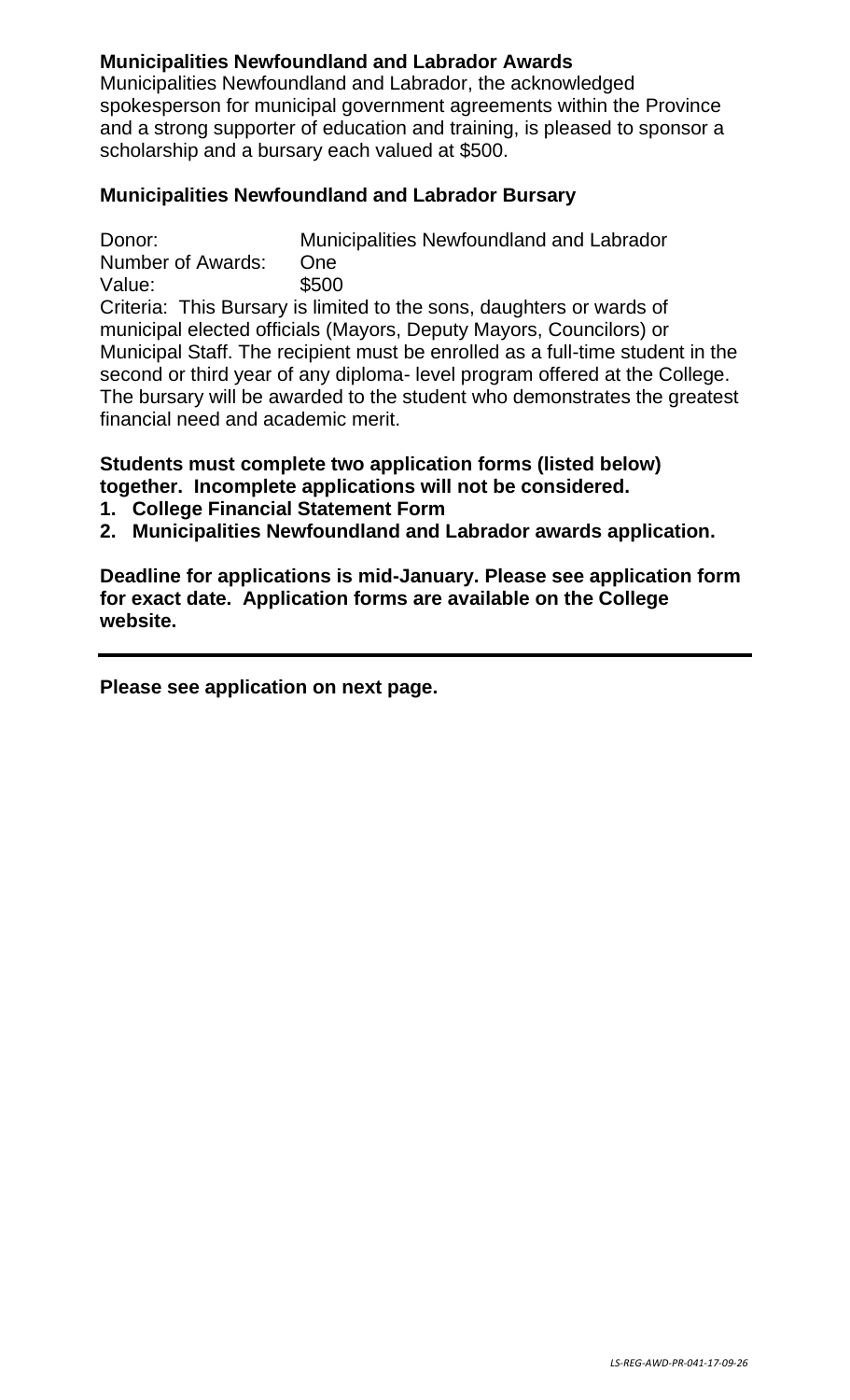## Municipalities Newfoundland and Labrador Awards

Municipalities Newfoundland and Labrador, the acknowledged spokesperson for municipal government agreements within the Province and a strong supporter of education and training, is pleased to sponsor a scholarship and a bursary each valued at $500.

### Municipalities Newfoundland and Labrador Bursary

Donor: Municipalities Newfoundland and Labrador
Number of Awards: One
Value: $500

Criteria: This Bursary is limited to the sons, daughters or wards of municipal elected officials (Mayors, Deputy Mayors, Councilors) or Municipal Staff. The recipient must be enrolled as a full-time student in the second or third year of any diploma- level program offered at the College. The bursary will be awarded to the student who demonstrates the greatest financial need and academic merit.

**Students must complete two application forms (listed below) together. Incomplete applications will not be considered.**

1. **College Financial Statement Form**
2. **Municipalities Newfoundland and Labrador awards application.**

**Deadline for applications is mid-January. Please see application form for exact date. Application forms are available on the College website.**

---

**Please see application on next page.**

LS-REG-AWD-PR-041-17-09-26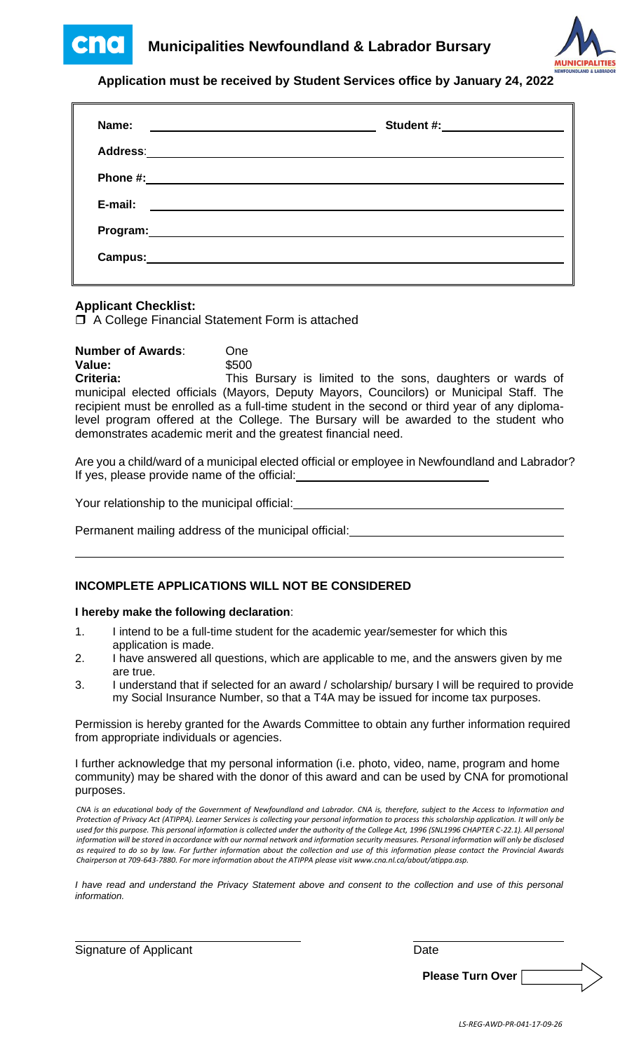# Municipalities Newfoundland & Labrador Bursary

**Application must be received by Student Services office by January 24, 2022**

**Name:** ______________________ **Student #:** ______________

**Address:** ______________________

**Phone #:** ______________________

**E-mail:** ______________________

**Program:** ______________________

**Campus:** ______________________

**Applicant Checklist:**

☐ A College Financial Statement Form is attached

**Number of Awards**: One

**Value:** $500

**Criteria:** This Bursary is limited to the sons, daughters or wards of municipal elected officials (Mayors, Deputy Mayors, Councilors) or Municipal Staff. The recipient must be enrolled as a full-time student in the second or third year of any diploma-level program offered at the College. The Bursary will be awarded to the student who demonstrates academic merit and the greatest financial need.

Are you a child/ward of a municipal elected official or employee in Newfoundland and Labrador? If yes, please provide name of the official: ______________________

Your relationship to the municipal official: ______________________

Permanent mailing address of the municipal official: ______________________

______________________

## INCOMPLETE APPLICATIONS WILL NOT BE CONSIDERED

**I hereby make the following declaration**:

1. I intend to be a full-time student for the academic year/semester for which this application is made.
2. I have answered all questions, which are applicable to me, and the answers given by me are true.
3. I understand that if selected for an award / scholarship/ bursary I will be required to provide my Social Insurance Number, so that a T4A may be issued for income tax purposes.

Permission is hereby granted for the Awards Committee to obtain any further information required from appropriate individuals or agencies.

I further acknowledge that my personal information (i.e. photo, video, name, program and home community) may be shared with the donor of this award and can be used by CNA for promotional purposes.

*CNA is an educational body of the Government of Newfoundland and Labrador. CNA is, therefore, subject to the Access to Information and Protection of Privacy Act (ATIPPA). Learner Services is collecting your personal information to process this scholarship application. It will only be used for this purpose. This personal information is collected under the authority of the College Act, 1996 (SNL1996 CHAPTER C-22.1). All personal information will be stored in accordance with our normal network and information security measures. Personal information will only be disclosed as required to do so by law. For further information about the collection and use of this information please contact the Provincial Awards Chairperson at 709-643-7880. For more information about the ATIPPA please visit www.cna.nl.ca/about/atippa.asp.*

*I have read and understand the Privacy Statement above and consent to the collection and use of this personal information.*

______________________ ______________

Signature of Applicant Date

**Please Turn Over**

LS-REG-AWD-PR-041-17-09-26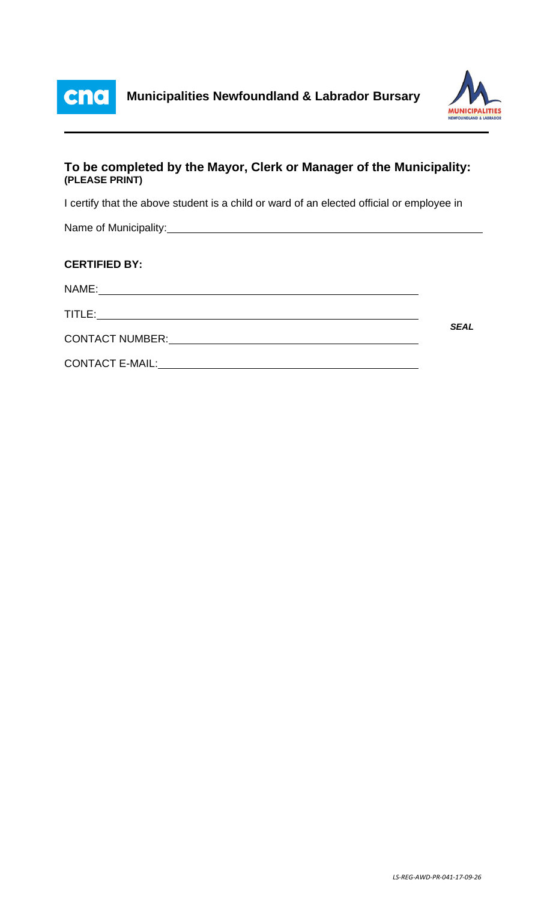**Municipalities Newfoundland & Labrador Bursary**

## To be completed by the Mayor, Clerk or Manager of the Municipality:
**(PLEASE PRINT)**

I certify that the above student is a child or ward of an elected official or employee in

Name of Municipality: ______________________________

**CERTIFIED BY:**

NAME: ______________________________

TITLE: ______________________________

CONTACT NUMBER: ______________________________

CONTACT E-MAIL: ______________________________

***SEAL***

*LS-REG-AWD-PR-041-17-09-26*